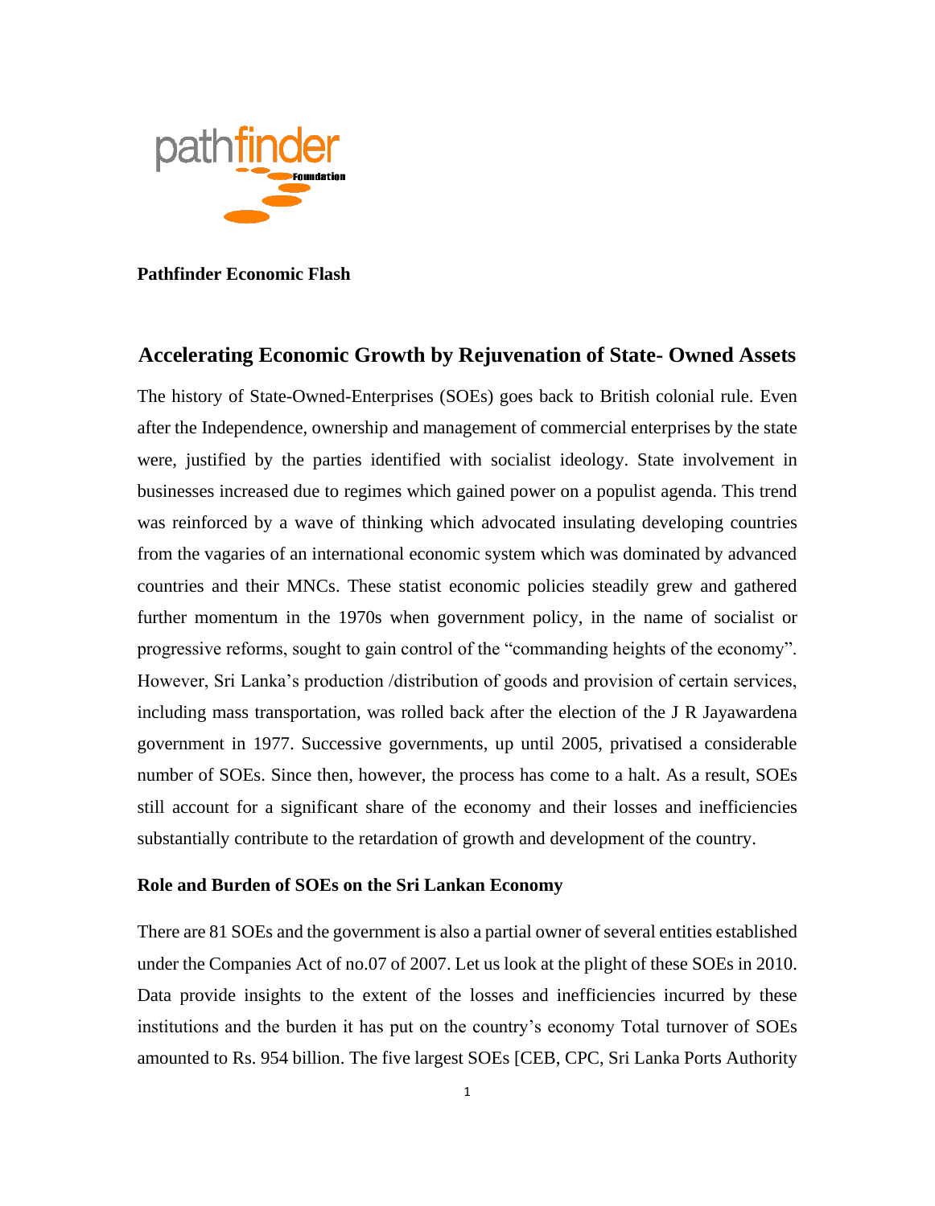pathfinder Foundation

**Pathfinder Economic Flash**

# Accelerating Economic Growth by Rejuvenation of State- Owned Assets

The history of State-Owned-Enterprises (SOEs) goes back to British colonial rule. Even after the Independence, ownership and management of commercial enterprises by the state were, justified by the parties identified with socialist ideology. State involvement in businesses increased due to regimes which gained power on a populist agenda. This trend was reinforced by a wave of thinking which advocated insulating developing countries from the vagaries of an international economic system which was dominated by advanced countries and their MNCs. These statist economic policies steadily grew and gathered further momentum in the 1970s when government policy, in the name of socialist or progressive reforms, sought to gain control of the "commanding heights of the economy". However, Sri Lanka's production /distribution of goods and provision of certain services, including mass transportation, was rolled back after the election of the J R Jayawardena government in 1977. Successive governments, up until 2005, privatised a considerable number of SOEs. Since then, however, the process has come to a halt. As a result, SOEs still account for a significant share of the economy and their losses and inefficiencies substantially contribute to the retardation of growth and development of the country.

## Role and Burden of SOEs on the Sri Lankan Economy

There are 81 SOEs and the government is also a partial owner of several entities established under the Companies Act of no.07 of 2007. Let us look at the plight of these SOEs in 2010. Data provide insights to the extent of the losses and inefficiencies incurred by these institutions and the burden it has put on the country's economy Total turnover of SOEs amounted to Rs. 954 billion. The five largest SOEs [CEB, CPC, Sri Lanka Ports Authority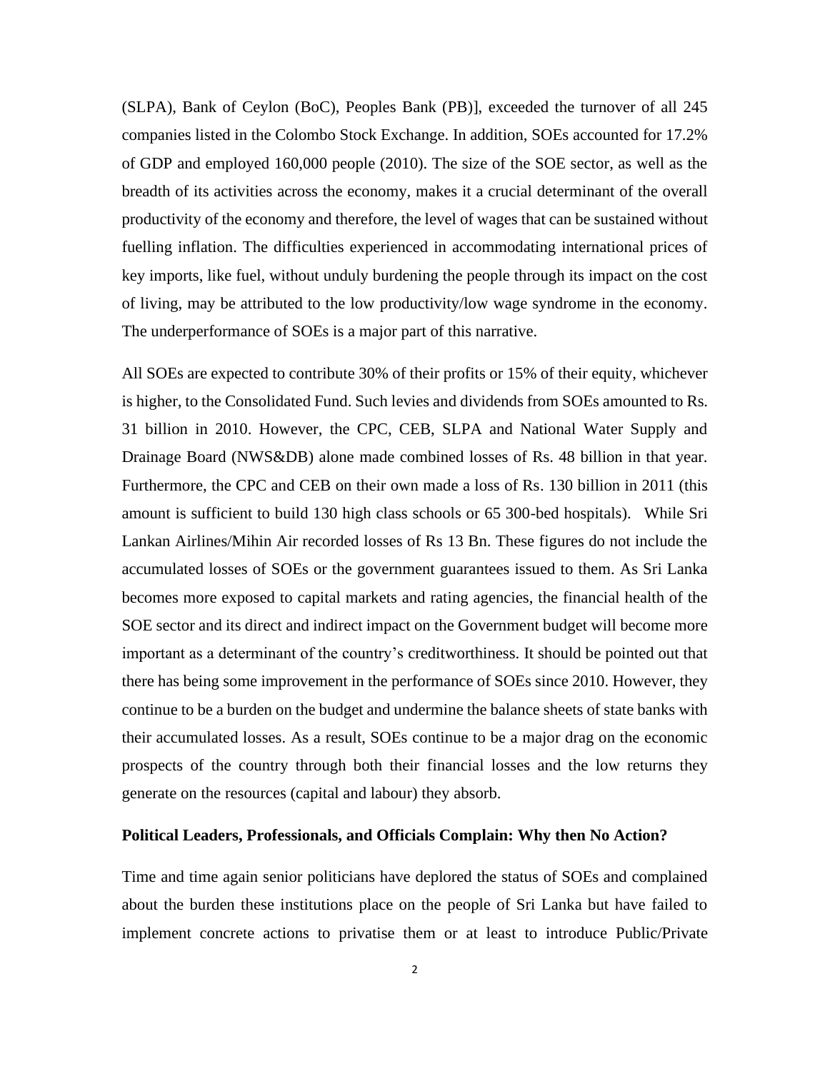(SLPA), Bank of Ceylon (BoC), Peoples Bank (PB)], exceeded the turnover of all 245 companies listed in the Colombo Stock Exchange. In addition, SOEs accounted for 17.2% of GDP and employed 160,000 people (2010). The size of the SOE sector, as well as the breadth of its activities across the economy, makes it a crucial determinant of the overall productivity of the economy and therefore, the level of wages that can be sustained without fuelling inflation. The difficulties experienced in accommodating international prices of key imports, like fuel, without unduly burdening the people through its impact on the cost of living, may be attributed to the low productivity/low wage syndrome in the economy. The underperformance of SOEs is a major part of this narrative.

All SOEs are expected to contribute 30% of their profits or 15% of their equity, whichever is higher, to the Consolidated Fund. Such levies and dividends from SOEs amounted to Rs. 31 billion in 2010. However, the CPC, CEB, SLPA and National Water Supply and Drainage Board (NWS&DB) alone made combined losses of Rs. 48 billion in that year. Furthermore, the CPC and CEB on their own made a loss of Rs. 130 billion in 2011 (this amount is sufficient to build 130 high class schools or 65 300-bed hospitals). While Sri Lankan Airlines/Mihin Air recorded losses of Rs 13 Bn. These figures do not include the accumulated losses of SOEs or the government guarantees issued to them. As Sri Lanka becomes more exposed to capital markets and rating agencies, the financial health of the SOE sector and its direct and indirect impact on the Government budget will become more important as a determinant of the country's creditworthiness. It should be pointed out that there has being some improvement in the performance of SOEs since 2010. However, they continue to be a burden on the budget and undermine the balance sheets of state banks with their accumulated losses. As a result, SOEs continue to be a major drag on the economic prospects of the country through both their financial losses and the low returns they generate on the resources (capital and labour) they absorb.

**Political Leaders, Professionals, and Officials Complain: Why then No Action?**

Time and time again senior politicians have deplored the status of SOEs and complained about the burden these institutions place on the people of Sri Lanka but have failed to implement concrete actions to privatise them or at least to introduce Public/Private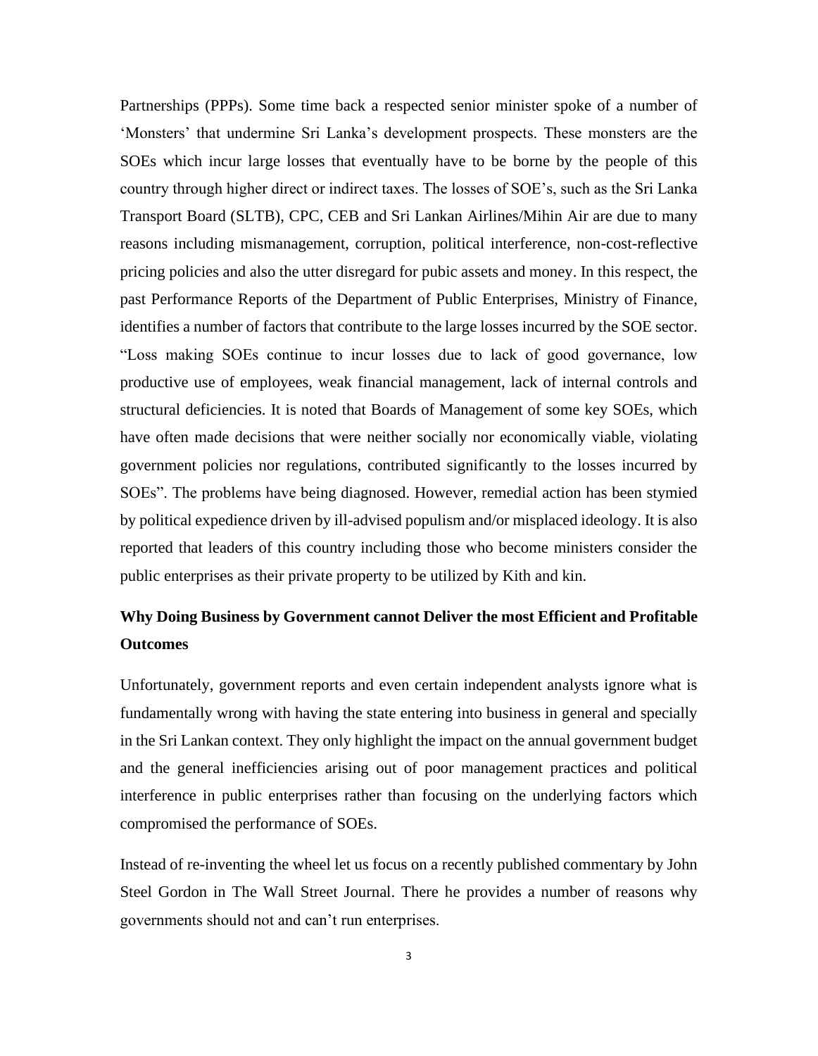Partnerships (PPPs). Some time back a respected senior minister spoke of a number of 'Monsters' that undermine Sri Lanka's development prospects. These monsters are the SOEs which incur large losses that eventually have to be borne by the people of this country through higher direct or indirect taxes. The losses of SOE's, such as the Sri Lanka Transport Board (SLTB), CPC, CEB and Sri Lankan Airlines/Mihin Air are due to many reasons including mismanagement, corruption, political interference, non-cost-reflective pricing policies and also the utter disregard for pubic assets and money. In this respect, the past Performance Reports of the Department of Public Enterprises, Ministry of Finance, identifies a number of factors that contribute to the large losses incurred by the SOE sector. "Loss making SOEs continue to incur losses due to lack of good governance, low productive use of employees, weak financial management, lack of internal controls and structural deficiencies. It is noted that Boards of Management of some key SOEs, which have often made decisions that were neither socially nor economically viable, violating government policies nor regulations, contributed significantly to the losses incurred by SOEs". The problems have being diagnosed. However, remedial action has been stymied by political expedience driven by ill-advised populism and/or misplaced ideology. It is also reported that leaders of this country including those who become ministers consider the public enterprises as their private property to be utilized by Kith and kin.

## Why Doing Business by Government cannot Deliver the most Efficient and Profitable Outcomes

Unfortunately, government reports and even certain independent analysts ignore what is fundamentally wrong with having the state entering into business in general and specially in the Sri Lankan context. They only highlight the impact on the annual government budget and the general inefficiencies arising out of poor management practices and political interference in public enterprises rather than focusing on the underlying factors which compromised the performance of SOEs.

Instead of re-inventing the wheel let us focus on a recently published commentary by John Steel Gordon in The Wall Street Journal. There he provides a number of reasons why governments should not and can't run enterprises.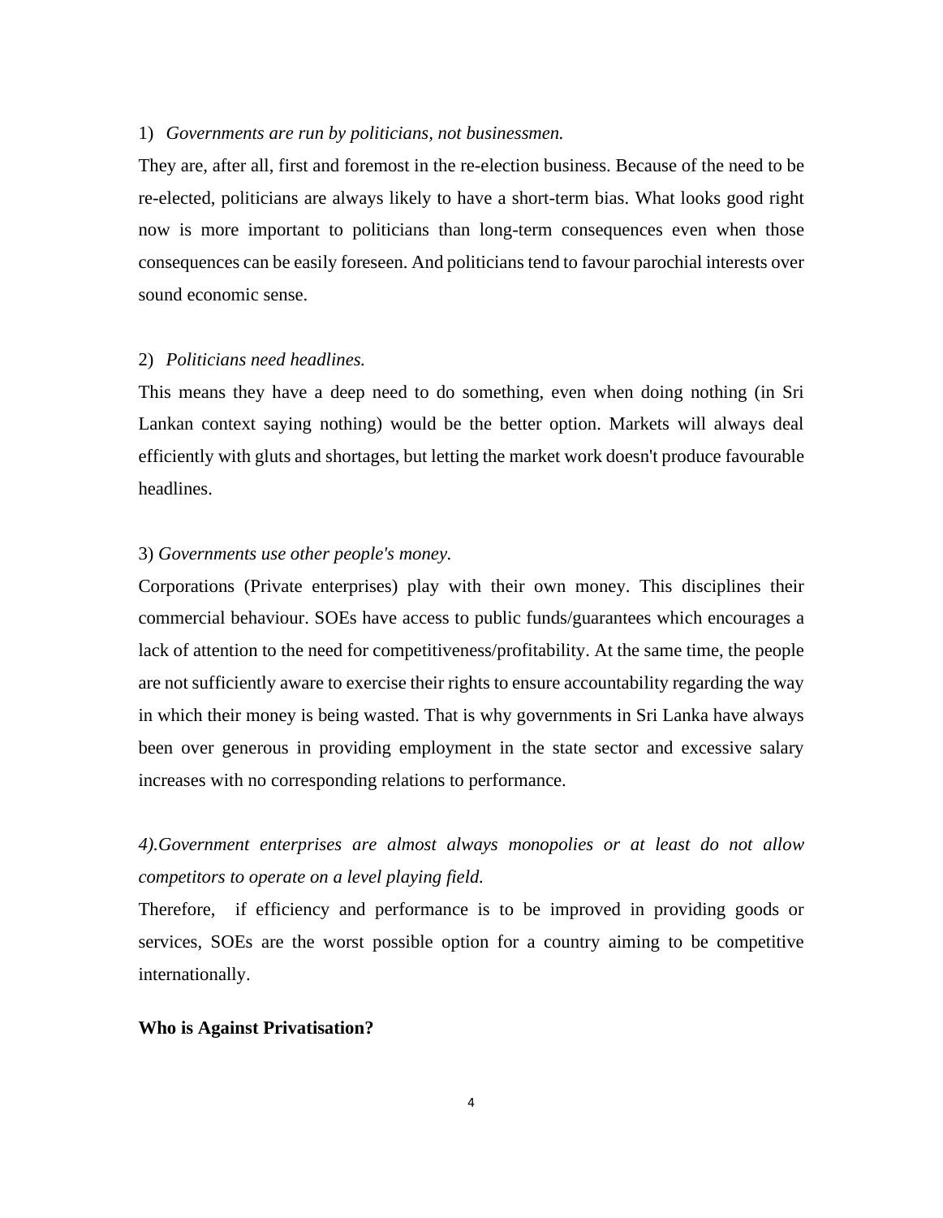1) *Governments are run by politicians, not businessmen.*

They are, after all, first and foremost in the re-election business. Because of the need to be re-elected, politicians are always likely to have a short-term bias. What looks good right now is more important to politicians than long-term consequences even when those consequences can be easily foreseen. And politicians tend to favour parochial interests over sound economic sense.

2) *Politicians need headlines.*

This means they have a deep need to do something, even when doing nothing (in Sri Lankan context saying nothing) would be the better option. Markets will always deal efficiently with gluts and shortages, but letting the market work doesn't produce favourable headlines.

3) *Governments use other people's money.*

Corporations (Private enterprises) play with their own money. This disciplines their commercial behaviour. SOEs have access to public funds/guarantees which encourages a lack of attention to the need for competitiveness/profitability. At the same time, the people are not sufficiently aware to exercise their rights to ensure accountability regarding the way in which their money is being wasted. That is why governments in Sri Lanka have always been over generous in providing employment in the state sector and excessive salary increases with no corresponding relations to performance.

*4).Government enterprises are almost always monopolies or at least do not allow competitors to operate on a level playing field.*

Therefore, if efficiency and performance is to be improved in providing goods or services, SOEs are the worst possible option for a country aiming to be competitive internationally.

**Who is Against Privatisation?**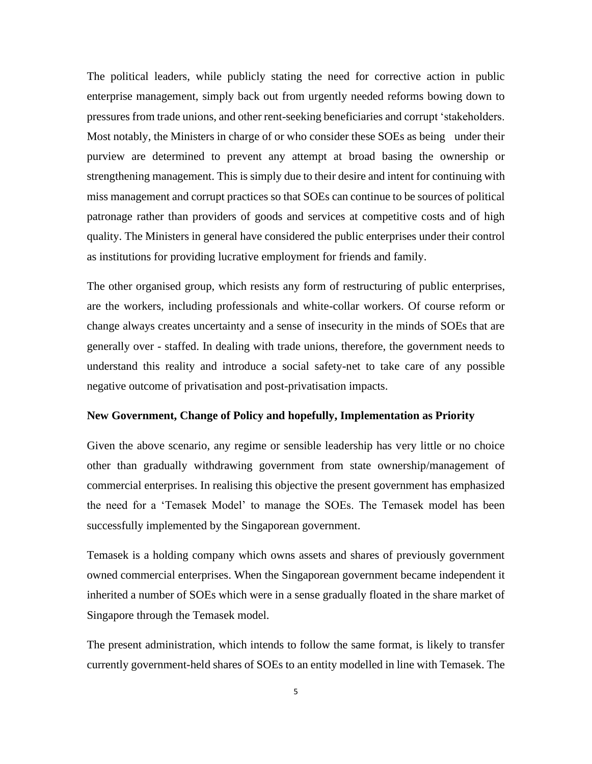The political leaders, while publicly stating the need for corrective action in public enterprise management, simply back out from urgently needed reforms bowing down to pressures from trade unions, and other rent-seeking beneficiaries and corrupt 'stakeholders. Most notably, the Ministers in charge of or who consider these SOEs as being under their purview are determined to prevent any attempt at broad basing the ownership or strengthening management. This is simply due to their desire and intent for continuing with miss management and corrupt practices so that SOEs can continue to be sources of political patronage rather than providers of goods and services at competitive costs and of high quality. The Ministers in general have considered the public enterprises under their control as institutions for providing lucrative employment for friends and family.

The other organised group, which resists any form of restructuring of public enterprises, are the workers, including professionals and white-collar workers. Of course reform or change always creates uncertainty and a sense of insecurity in the minds of SOEs that are generally over - staffed. In dealing with trade unions, therefore, the government needs to understand this reality and introduce a social safety-net to take care of any possible negative outcome of privatisation and post-privatisation impacts.

**New Government, Change of Policy and hopefully, Implementation as Priority**

Given the above scenario, any regime or sensible leadership has very little or no choice other than gradually withdrawing government from state ownership/management of commercial enterprises. In realising this objective the present government has emphasized the need for a 'Temasek Model' to manage the SOEs. The Temasek model has been successfully implemented by the Singaporean government.

Temasek is a holding company which owns assets and shares of previously government owned commercial enterprises. When the Singaporean government became independent it inherited a number of SOEs which were in a sense gradually floated in the share market of Singapore through the Temasek model.

The present administration, which intends to follow the same format, is likely to transfer currently government-held shares of SOEs to an entity modelled in line with Temasek. The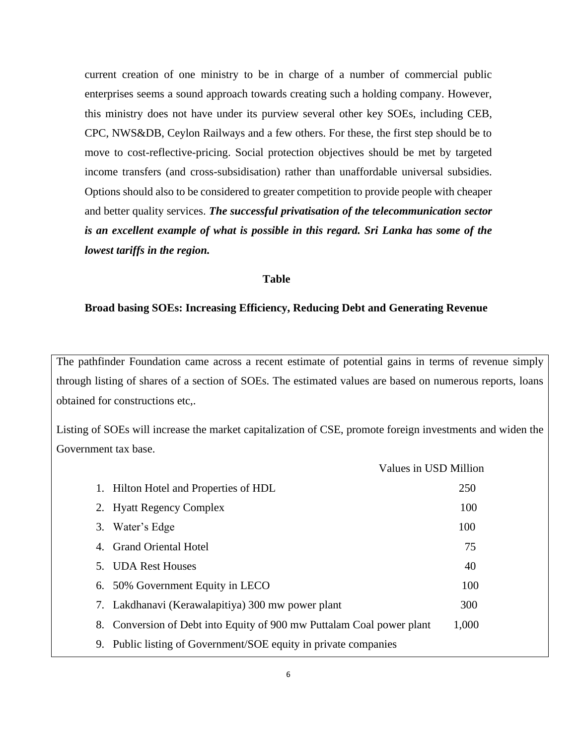current creation of one ministry to be in charge of a number of commercial public enterprises seems a sound approach towards creating such a holding company. However, this ministry does not have under its purview several other key SOEs, including CEB, CPC, NWS&DB, Ceylon Railways and a few others. For these, the first step should be to move to cost-reflective-pricing. Social protection objectives should be met by targeted income transfers (and cross-subsidisation) rather than unaffordable universal subsidies. Options should also to be considered to greater competition to provide people with cheaper and better quality services. ***The successful privatisation of the telecommunication sector is an excellent example of what is possible in this regard. Sri Lanka has some of the lowest tariffs in the region.***

**Table**

**Broad basing SOEs: Increasing Efficiency, Reducing Debt and Generating Revenue**

The pathfinder Foundation came across a recent estimate of potential gains in terms of revenue simply through listing of shares of a section of SOEs. The estimated values are based on numerous reports, loans obtained for constructions etc,.

Listing of SOEs will increase the market capitalization of CSE, promote foreign investments and widen the Government tax base.

| | Values in USD Million |
|---|---|
| 1. Hilton Hotel and Properties of HDL | 250 |
| 2. Hyatt Regency Complex | 100 |
| 3. Water's Edge | 100 |
| 4. Grand Oriental Hotel | 75 |
| 5. UDA Rest Houses | 40 |
| 6. 50% Government Equity in LECO | 100 |
| 7. Lakdhanavi (Kerawalapitiya) 300 mw power plant | 300 |
| 8. Conversion of Debt into Equity of 900 mw Puttalam Coal power plant | 1,000 |
| 9. Public listing of Government/SOE equity in private companies | |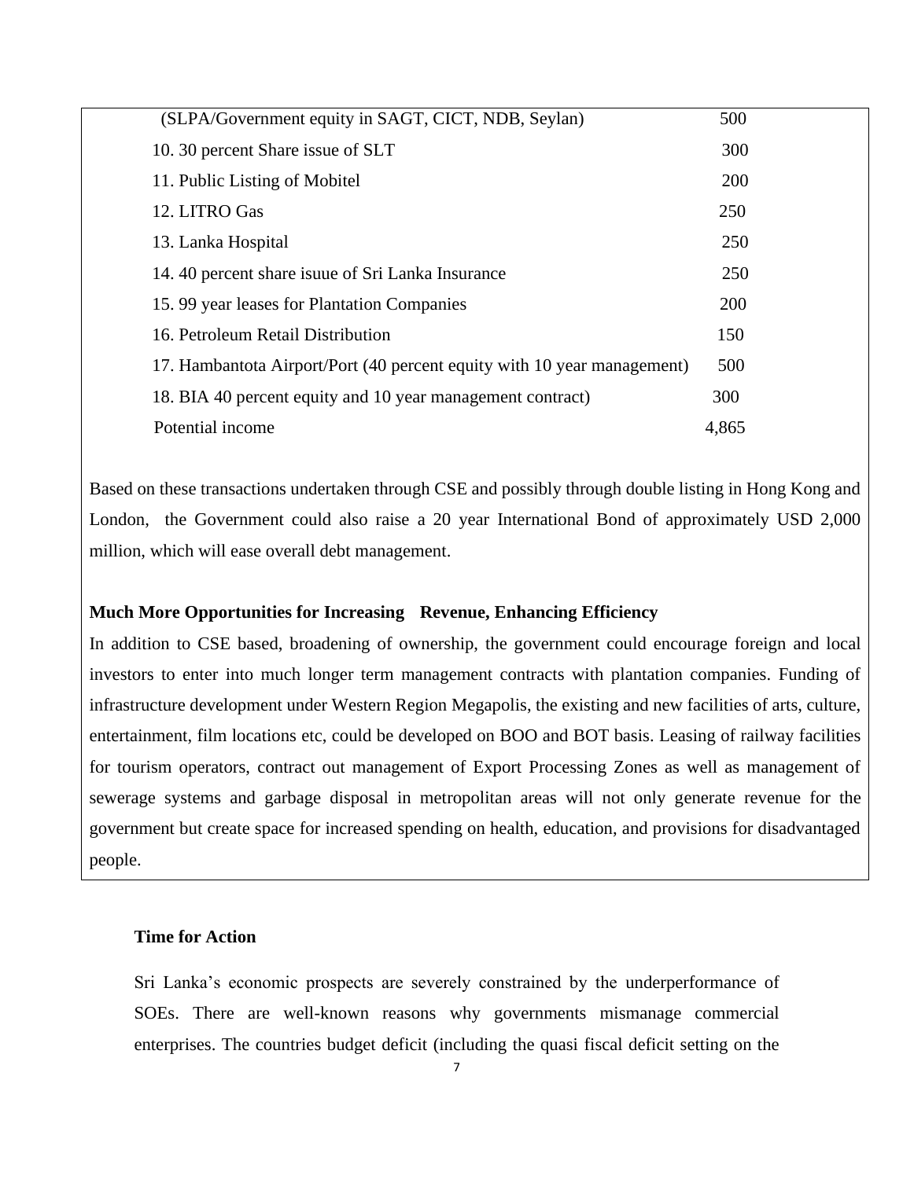| | |
|---|---|
| (SLPA/Government equity in SAGT, CICT, NDB, Seylan) | 500 |
| 10. 30 percent Share issue of SLT | 300 |
| 11. Public Listing of Mobitel | 200 |
| 12. LITRO Gas | 250 |
| 13. Lanka Hospital | 250 |
| 14. 40 percent share isuue of Sri Lanka Insurance | 250 |
| 15. 99 year leases for Plantation Companies | 200 |
| 16. Petroleum Retail Distribution | 150 |
| 17. Hambantota Airport/Port (40 percent equity with 10 year management) | 500 |
| 18. BIA 40 percent equity and 10 year management contract) | 300 |
| Potential income | 4,865 |

Based on these transactions undertaken through CSE and possibly through double listing in Hong Kong and London, the Government could also raise a 20 year International Bond of approximately USD 2,000 million, which will ease overall debt management.

**Much More Opportunities for Increasing Revenue, Enhancing Efficiency**

In addition to CSE based, broadening of ownership, the government could encourage foreign and local investors to enter into much longer term management contracts with plantation companies. Funding of infrastructure development under Western Region Megapolis, the existing and new facilities of arts, culture, entertainment, film locations etc, could be developed on BOO and BOT basis. Leasing of railway facilities for tourism operators, contract out management of Export Processing Zones as well as management of sewerage systems and garbage disposal in metropolitan areas will not only generate revenue for the government but create space for increased spending on health, education, and provisions for disadvantaged people.

**Time for Action**

Sri Lanka's economic prospects are severely constrained by the underperformance of SOEs. There are well-known reasons why governments mismanage commercial enterprises. The countries budget deficit (including the quasi fiscal deficit setting on the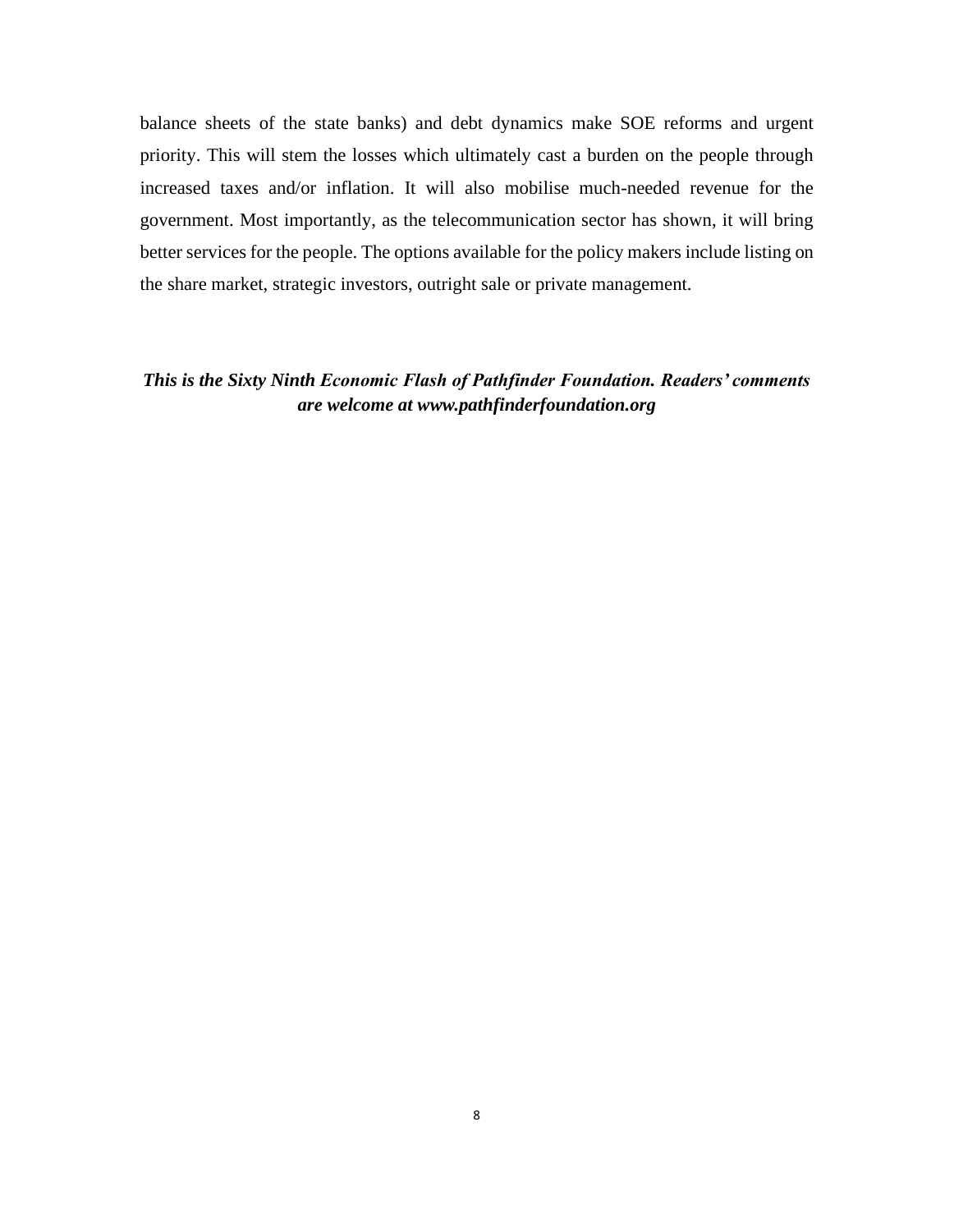balance sheets of the state banks) and debt dynamics make SOE reforms and urgent priority. This will stem the losses which ultimately cast a burden on the people through increased taxes and/or inflation. It will also mobilise much-needed revenue for the government. Most importantly, as the telecommunication sector has shown, it will bring better services for the people. The options available for the policy makers include listing on the share market, strategic investors, outright sale or private management.

***This is the Sixty Ninth Economic Flash of Pathfinder Foundation. Readers' comments are welcome at www.pathfinderfoundation.org***